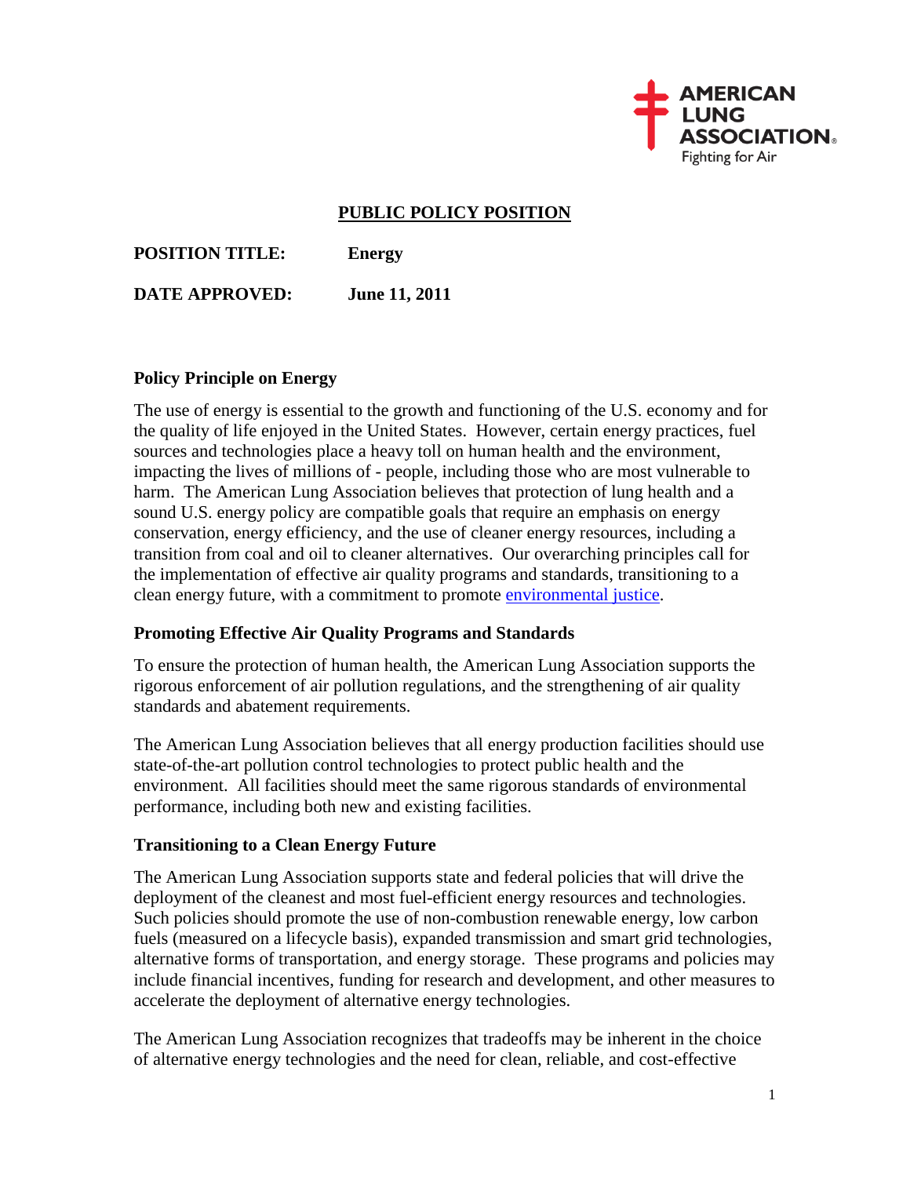AMERICAN LUNG ASSOCIATION
Fighting for Air

# PUBLIC POLICY POSITION

**POSITION TITLE:** **Energy**

**DATE APPROVED:** **June 11, 2011**

## Policy Principle on Energy

The use of energy is essential to the growth and functioning of the U.S. economy and for the quality of life enjoyed in the United States. However, certain energy practices, fuel sources and technologies place a heavy toll on human health and the environment, impacting the lives of millions of - people, including those who are most vulnerable to harm. The American Lung Association believes that protection of lung health and a sound U.S. energy policy are compatible goals that require an emphasis on energy conservation, energy efficiency, and the use of cleaner energy resources, including a transition from coal and oil to cleaner alternatives. Our overarching principles call for the implementation of effective air quality programs and standards, transitioning to a clean energy future, with a commitment to promote environmental justice.

## Promoting Effective Air Quality Programs and Standards

To ensure the protection of human health, the American Lung Association supports the rigorous enforcement of air pollution regulations, and the strengthening of air quality standards and abatement requirements.

The American Lung Association believes that all energy production facilities should use state-of-the-art pollution control technologies to protect public health and the environment. All facilities should meet the same rigorous standards of environmental performance, including both new and existing facilities.

## Transitioning to a Clean Energy Future

The American Lung Association supports state and federal policies that will drive the deployment of the cleanest and most fuel-efficient energy resources and technologies. Such policies should promote the use of non-combustion renewable energy, low carbon fuels (measured on a lifecycle basis), expanded transmission and smart grid technologies, alternative forms of transportation, and energy storage. These programs and policies may include financial incentives, funding for research and development, and other measures to accelerate the deployment of alternative energy technologies.

The American Lung Association recognizes that tradeoffs may be inherent in the choice of alternative energy technologies and the need for clean, reliable, and cost-effective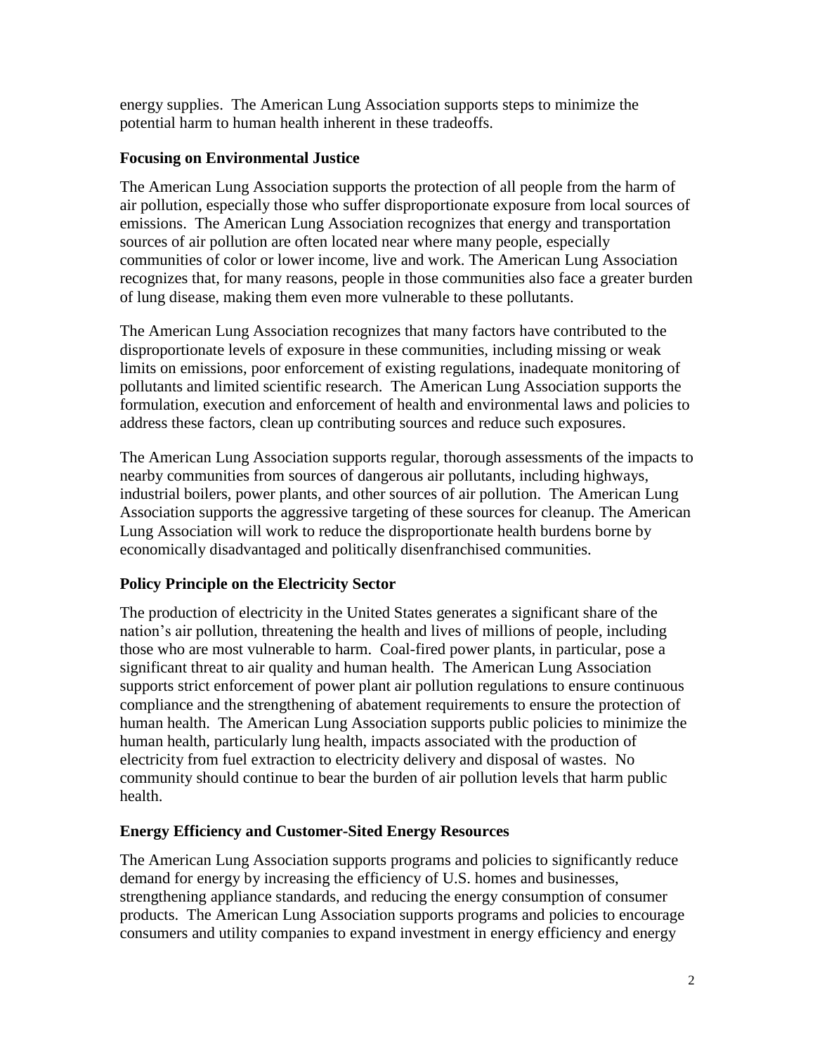energy supplies. The American Lung Association supports steps to minimize the potential harm to human health inherent in these tradeoffs.

### Focusing on Environmental Justice

The American Lung Association supports the protection of all people from the harm of air pollution, especially those who suffer disproportionate exposure from local sources of emissions. The American Lung Association recognizes that energy and transportation sources of air pollution are often located near where many people, especially communities of color or lower income, live and work. The American Lung Association recognizes that, for many reasons, people in those communities also face a greater burden of lung disease, making them even more vulnerable to these pollutants.

The American Lung Association recognizes that many factors have contributed to the disproportionate levels of exposure in these communities, including missing or weak limits on emissions, poor enforcement of existing regulations, inadequate monitoring of pollutants and limited scientific research. The American Lung Association supports the formulation, execution and enforcement of health and environmental laws and policies to address these factors, clean up contributing sources and reduce such exposures.

The American Lung Association supports regular, thorough assessments of the impacts to nearby communities from sources of dangerous air pollutants, including highways, industrial boilers, power plants, and other sources of air pollution. The American Lung Association supports the aggressive targeting of these sources for cleanup. The American Lung Association will work to reduce the disproportionate health burdens borne by economically disadvantaged and politically disenfranchised communities.

### Policy Principle on the Electricity Sector

The production of electricity in the United States generates a significant share of the nation's air pollution, threatening the health and lives of millions of people, including those who are most vulnerable to harm. Coal-fired power plants, in particular, pose a significant threat to air quality and human health. The American Lung Association supports strict enforcement of power plant air pollution regulations to ensure continuous compliance and the strengthening of abatement requirements to ensure the protection of human health. The American Lung Association supports public policies to minimize the human health, particularly lung health, impacts associated with the production of electricity from fuel extraction to electricity delivery and disposal of wastes. No community should continue to bear the burden of air pollution levels that harm public health.

### Energy Efficiency and Customer-Sited Energy Resources

The American Lung Association supports programs and policies to significantly reduce demand for energy by increasing the efficiency of U.S. homes and businesses, strengthening appliance standards, and reducing the energy consumption of consumer products. The American Lung Association supports programs and policies to encourage consumers and utility companies to expand investment in energy efficiency and energy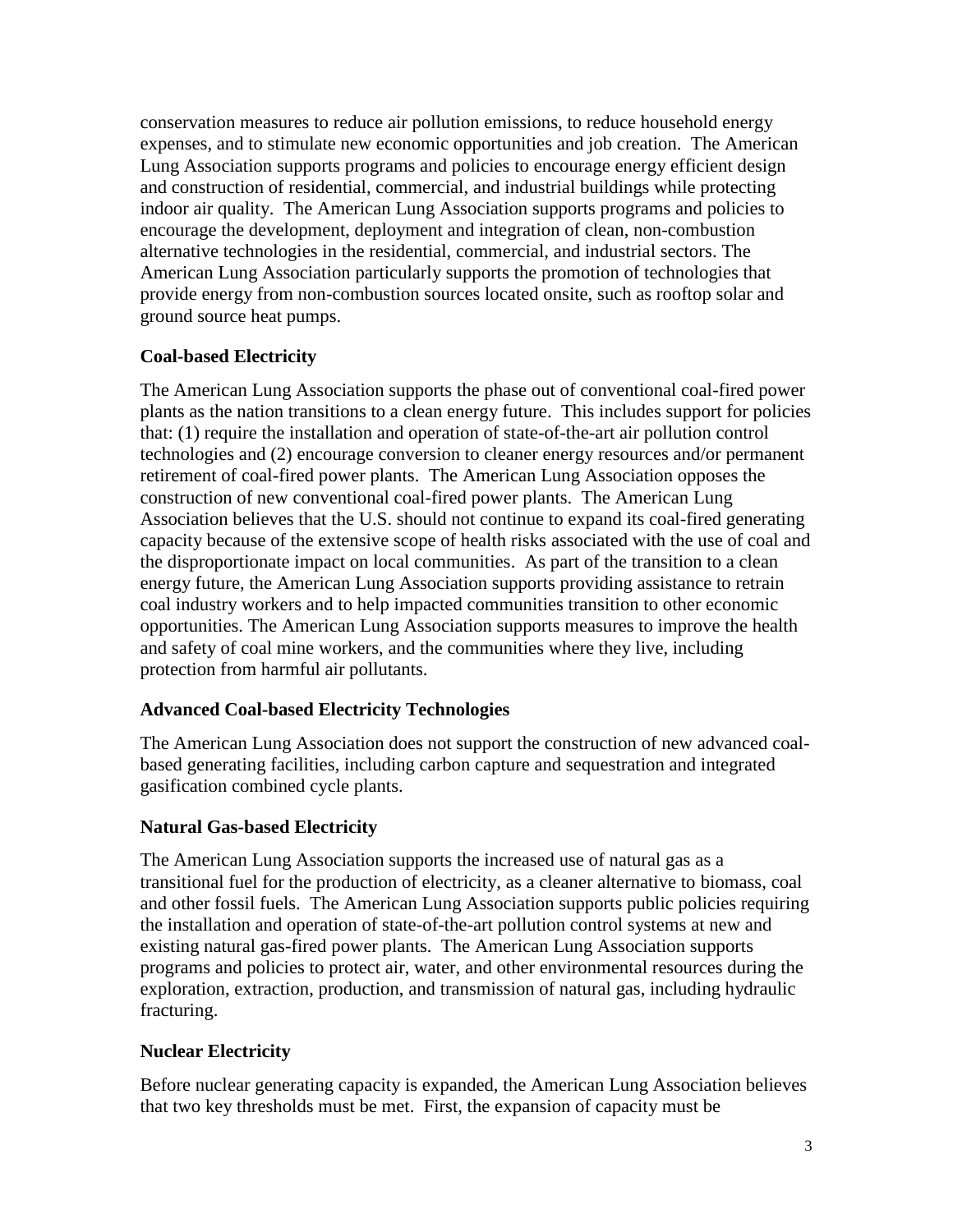conservation measures to reduce air pollution emissions, to reduce household energy expenses, and to stimulate new economic opportunities and job creation. The American Lung Association supports programs and policies to encourage energy efficient design and construction of residential, commercial, and industrial buildings while protecting indoor air quality. The American Lung Association supports programs and policies to encourage the development, deployment and integration of clean, non-combustion alternative technologies in the residential, commercial, and industrial sectors. The American Lung Association particularly supports the promotion of technologies that provide energy from non-combustion sources located onsite, such as rooftop solar and ground source heat pumps.

### Coal-based Electricity

The American Lung Association supports the phase out of conventional coal-fired power plants as the nation transitions to a clean energy future. This includes support for policies that: (1) require the installation and operation of state-of-the-art air pollution control technologies and (2) encourage conversion to cleaner energy resources and/or permanent retirement of coal-fired power plants. The American Lung Association opposes the construction of new conventional coal-fired power plants. The American Lung Association believes that the U.S. should not continue to expand its coal-fired generating capacity because of the extensive scope of health risks associated with the use of coal and the disproportionate impact on local communities. As part of the transition to a clean energy future, the American Lung Association supports providing assistance to retrain coal industry workers and to help impacted communities transition to other economic opportunities. The American Lung Association supports measures to improve the health and safety of coal mine workers, and the communities where they live, including protection from harmful air pollutants.

### Advanced Coal-based Electricity Technologies

The American Lung Association does not support the construction of new advanced coal-based generating facilities, including carbon capture and sequestration and integrated gasification combined cycle plants.

### Natural Gas-based Electricity

The American Lung Association supports the increased use of natural gas as a transitional fuel for the production of electricity, as a cleaner alternative to biomass, coal and other fossil fuels. The American Lung Association supports public policies requiring the installation and operation of state-of-the-art pollution control systems at new and existing natural gas-fired power plants. The American Lung Association supports programs and policies to protect air, water, and other environmental resources during the exploration, extraction, production, and transmission of natural gas, including hydraulic fracturing.

### Nuclear Electricity

Before nuclear generating capacity is expanded, the American Lung Association believes that two key thresholds must be met. First, the expansion of capacity must be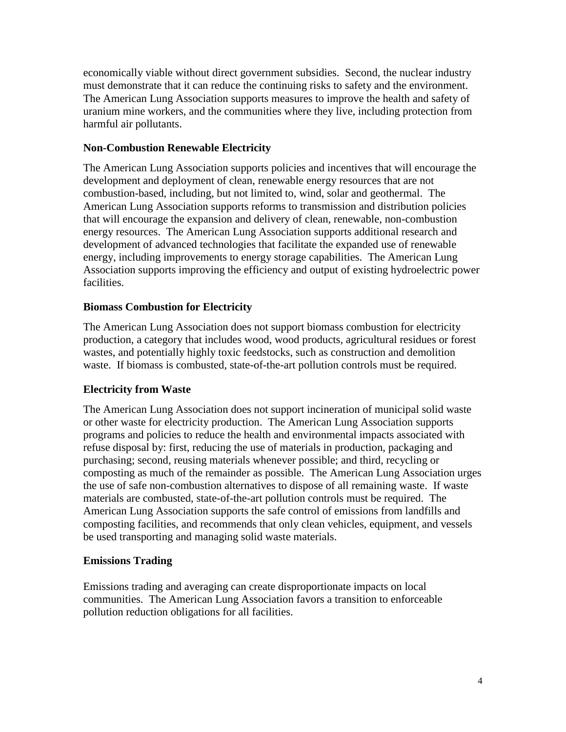economically viable without direct government subsidies. Second, the nuclear industry must demonstrate that it can reduce the continuing risks to safety and the environment. The American Lung Association supports measures to improve the health and safety of uranium mine workers, and the communities where they live, including protection from harmful air pollutants.

### Non-Combustion Renewable Electricity

The American Lung Association supports policies and incentives that will encourage the development and deployment of clean, renewable energy resources that are not combustion-based, including, but not limited to, wind, solar and geothermal. The American Lung Association supports reforms to transmission and distribution policies that will encourage the expansion and delivery of clean, renewable, non-combustion energy resources. The American Lung Association supports additional research and development of advanced technologies that facilitate the expanded use of renewable energy, including improvements to energy storage capabilities. The American Lung Association supports improving the efficiency and output of existing hydroelectric power facilities.

### Biomass Combustion for Electricity

The American Lung Association does not support biomass combustion for electricity production, a category that includes wood, wood products, agricultural residues or forest wastes, and potentially highly toxic feedstocks, such as construction and demolition waste. If biomass is combusted, state-of-the-art pollution controls must be required.

### Electricity from Waste

The American Lung Association does not support incineration of municipal solid waste or other waste for electricity production. The American Lung Association supports programs and policies to reduce the health and environmental impacts associated with refuse disposal by: first, reducing the use of materials in production, packaging and purchasing; second, reusing materials whenever possible; and third, recycling or composting as much of the remainder as possible. The American Lung Association urges the use of safe non-combustion alternatives to dispose of all remaining waste. If waste materials are combusted, state-of-the-art pollution controls must be required. The American Lung Association supports the safe control of emissions from landfills and composting facilities, and recommends that only clean vehicles, equipment, and vessels be used transporting and managing solid waste materials.

### Emissions Trading

Emissions trading and averaging can create disproportionate impacts on local communities. The American Lung Association favors a transition to enforceable pollution reduction obligations for all facilities.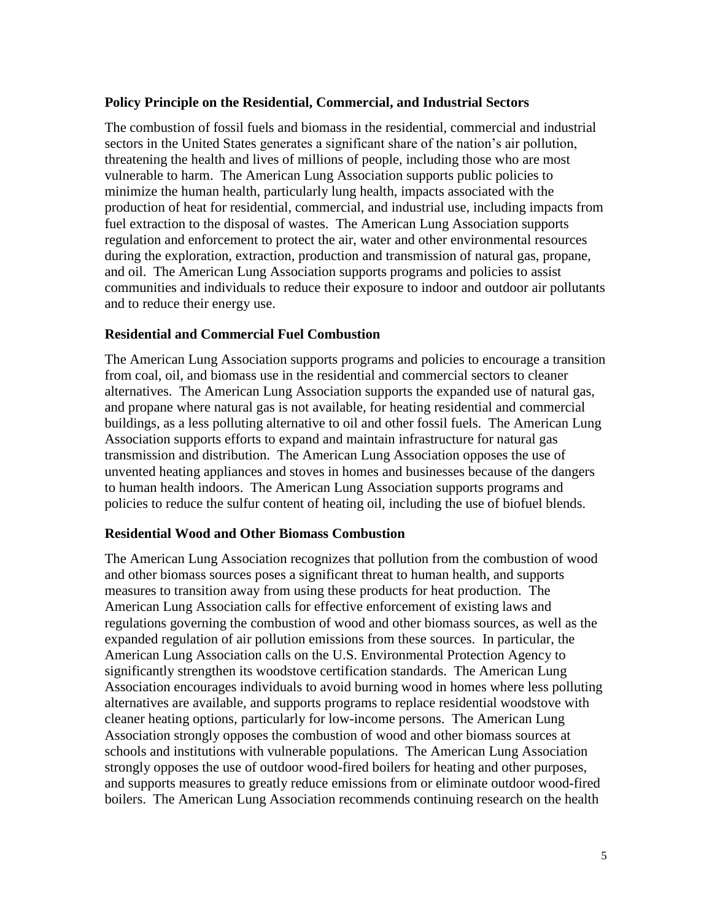## Policy Principle on the Residential, Commercial, and Industrial Sectors

The combustion of fossil fuels and biomass in the residential, commercial and industrial sectors in the United States generates a significant share of the nation's air pollution, threatening the health and lives of millions of people, including those who are most vulnerable to harm. The American Lung Association supports public policies to minimize the human health, particularly lung health, impacts associated with the production of heat for residential, commercial, and industrial use, including impacts from fuel extraction to the disposal of wastes. The American Lung Association supports regulation and enforcement to protect the air, water and other environmental resources during the exploration, extraction, production and transmission of natural gas, propane, and oil. The American Lung Association supports programs and policies to assist communities and individuals to reduce their exposure to indoor and outdoor air pollutants and to reduce their energy use.

### Residential and Commercial Fuel Combustion

The American Lung Association supports programs and policies to encourage a transition from coal, oil, and biomass use in the residential and commercial sectors to cleaner alternatives. The American Lung Association supports the expanded use of natural gas, and propane where natural gas is not available, for heating residential and commercial buildings, as a less polluting alternative to oil and other fossil fuels. The American Lung Association supports efforts to expand and maintain infrastructure for natural gas transmission and distribution. The American Lung Association opposes the use of unvented heating appliances and stoves in homes and businesses because of the dangers to human health indoors. The American Lung Association supports programs and policies to reduce the sulfur content of heating oil, including the use of biofuel blends.

### Residential Wood and Other Biomass Combustion

The American Lung Association recognizes that pollution from the combustion of wood and other biomass sources poses a significant threat to human health, and supports measures to transition away from using these products for heat production. The American Lung Association calls for effective enforcement of existing laws and regulations governing the combustion of wood and other biomass sources, as well as the expanded regulation of air pollution emissions from these sources. In particular, the American Lung Association calls on the U.S. Environmental Protection Agency to significantly strengthen its woodstove certification standards. The American Lung Association encourages individuals to avoid burning wood in homes where less polluting alternatives are available, and supports programs to replace residential woodstove with cleaner heating options, particularly for low-income persons. The American Lung Association strongly opposes the combustion of wood and other biomass sources at schools and institutions with vulnerable populations. The American Lung Association strongly opposes the use of outdoor wood-fired boilers for heating and other purposes, and supports measures to greatly reduce emissions from or eliminate outdoor wood-fired boilers. The American Lung Association recommends continuing research on the health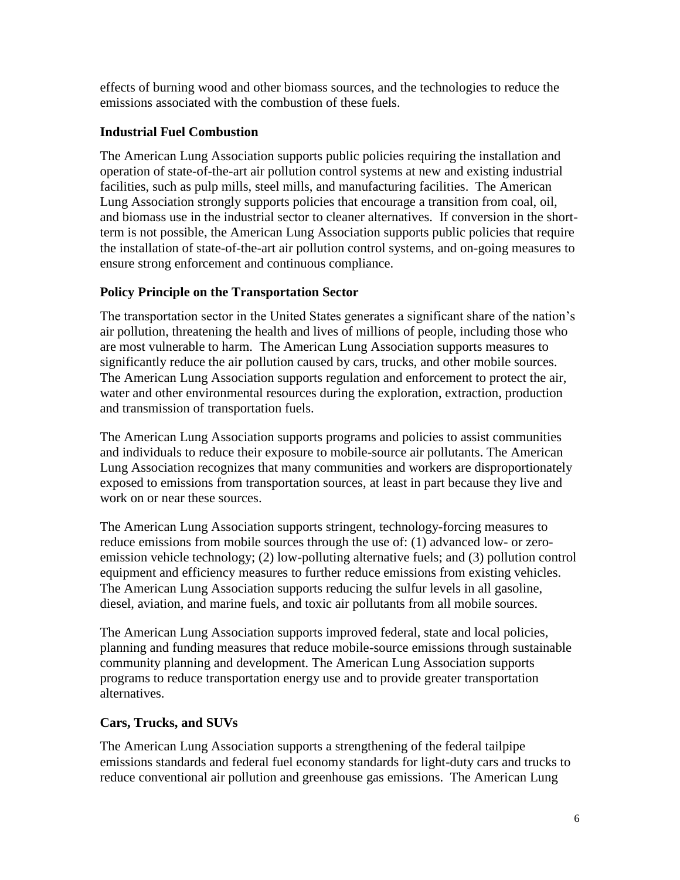effects of burning wood and other biomass sources, and the technologies to reduce the emissions associated with the combustion of these fuels.

### Industrial Fuel Combustion

The American Lung Association supports public policies requiring the installation and operation of state-of-the-art air pollution control systems at new and existing industrial facilities, such as pulp mills, steel mills, and manufacturing facilities. The American Lung Association strongly supports policies that encourage a transition from coal, oil, and biomass use in the industrial sector to cleaner alternatives. If conversion in the short-term is not possible, the American Lung Association supports public policies that require the installation of state-of-the-art air pollution control systems, and on-going measures to ensure strong enforcement and continuous compliance.

### Policy Principle on the Transportation Sector

The transportation sector in the United States generates a significant share of the nation's air pollution, threatening the health and lives of millions of people, including those who are most vulnerable to harm. The American Lung Association supports measures to significantly reduce the air pollution caused by cars, trucks, and other mobile sources. The American Lung Association supports regulation and enforcement to protect the air, water and other environmental resources during the exploration, extraction, production and transmission of transportation fuels.

The American Lung Association supports programs and policies to assist communities and individuals to reduce their exposure to mobile-source air pollutants. The American Lung Association recognizes that many communities and workers are disproportionately exposed to emissions from transportation sources, at least in part because they live and work on or near these sources.

The American Lung Association supports stringent, technology-forcing measures to reduce emissions from mobile sources through the use of: (1) advanced low- or zero-emission vehicle technology; (2) low-polluting alternative fuels; and (3) pollution control equipment and efficiency measures to further reduce emissions from existing vehicles. The American Lung Association supports reducing the sulfur levels in all gasoline, diesel, aviation, and marine fuels, and toxic air pollutants from all mobile sources.

The American Lung Association supports improved federal, state and local policies, planning and funding measures that reduce mobile-source emissions through sustainable community planning and development. The American Lung Association supports programs to reduce transportation energy use and to provide greater transportation alternatives.

### Cars, Trucks, and SUVs

The American Lung Association supports a strengthening of the federal tailpipe emissions standards and federal fuel economy standards for light-duty cars and trucks to reduce conventional air pollution and greenhouse gas emissions. The American Lung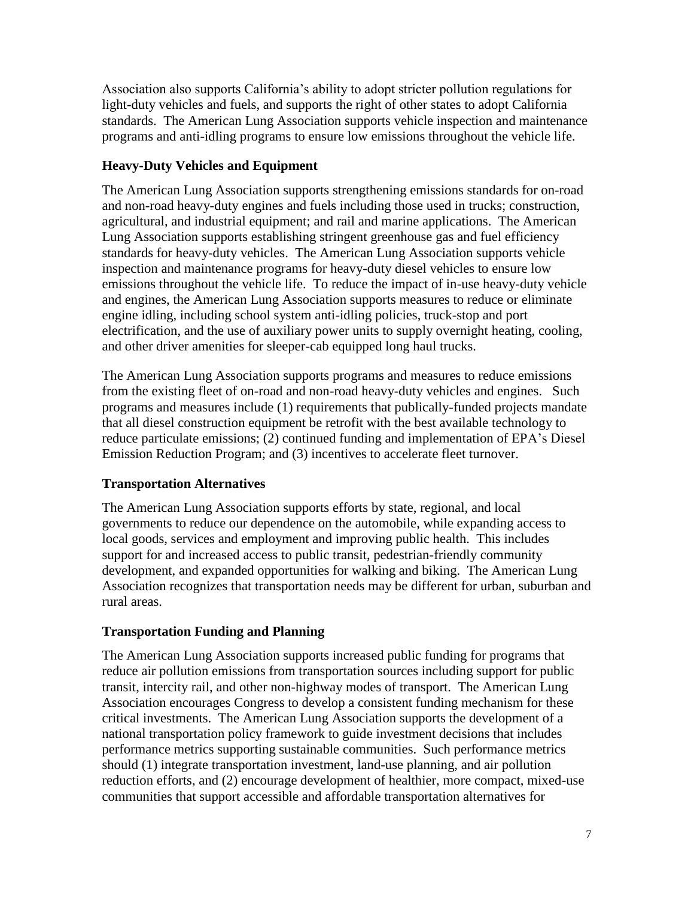Association also supports California's ability to adopt stricter pollution regulations for light-duty vehicles and fuels, and supports the right of other states to adopt California standards. The American Lung Association supports vehicle inspection and maintenance programs and anti-idling programs to ensure low emissions throughout the vehicle life.

### Heavy-Duty Vehicles and Equipment

The American Lung Association supports strengthening emissions standards for on-road and non-road heavy-duty engines and fuels including those used in trucks; construction, agricultural, and industrial equipment; and rail and marine applications. The American Lung Association supports establishing stringent greenhouse gas and fuel efficiency standards for heavy-duty vehicles. The American Lung Association supports vehicle inspection and maintenance programs for heavy-duty diesel vehicles to ensure low emissions throughout the vehicle life. To reduce the impact of in-use heavy-duty vehicle and engines, the American Lung Association supports measures to reduce or eliminate engine idling, including school system anti-idling policies, truck-stop and port electrification, and the use of auxiliary power units to supply overnight heating, cooling, and other driver amenities for sleeper-cab equipped long haul trucks.

The American Lung Association supports programs and measures to reduce emissions from the existing fleet of on-road and non-road heavy-duty vehicles and engines. Such programs and measures include (1) requirements that publically-funded projects mandate that all diesel construction equipment be retrofit with the best available technology to reduce particulate emissions; (2) continued funding and implementation of EPA's Diesel Emission Reduction Program; and (3) incentives to accelerate fleet turnover.

### Transportation Alternatives

The American Lung Association supports efforts by state, regional, and local governments to reduce our dependence on the automobile, while expanding access to local goods, services and employment and improving public health. This includes support for and increased access to public transit, pedestrian-friendly community development, and expanded opportunities for walking and biking. The American Lung Association recognizes that transportation needs may be different for urban, suburban and rural areas.

### Transportation Funding and Planning

The American Lung Association supports increased public funding for programs that reduce air pollution emissions from transportation sources including support for public transit, intercity rail, and other non-highway modes of transport. The American Lung Association encourages Congress to develop a consistent funding mechanism for these critical investments. The American Lung Association supports the development of a national transportation policy framework to guide investment decisions that includes performance metrics supporting sustainable communities. Such performance metrics should (1) integrate transportation investment, land-use planning, and air pollution reduction efforts, and (2) encourage development of healthier, more compact, mixed-use communities that support accessible and affordable transportation alternatives for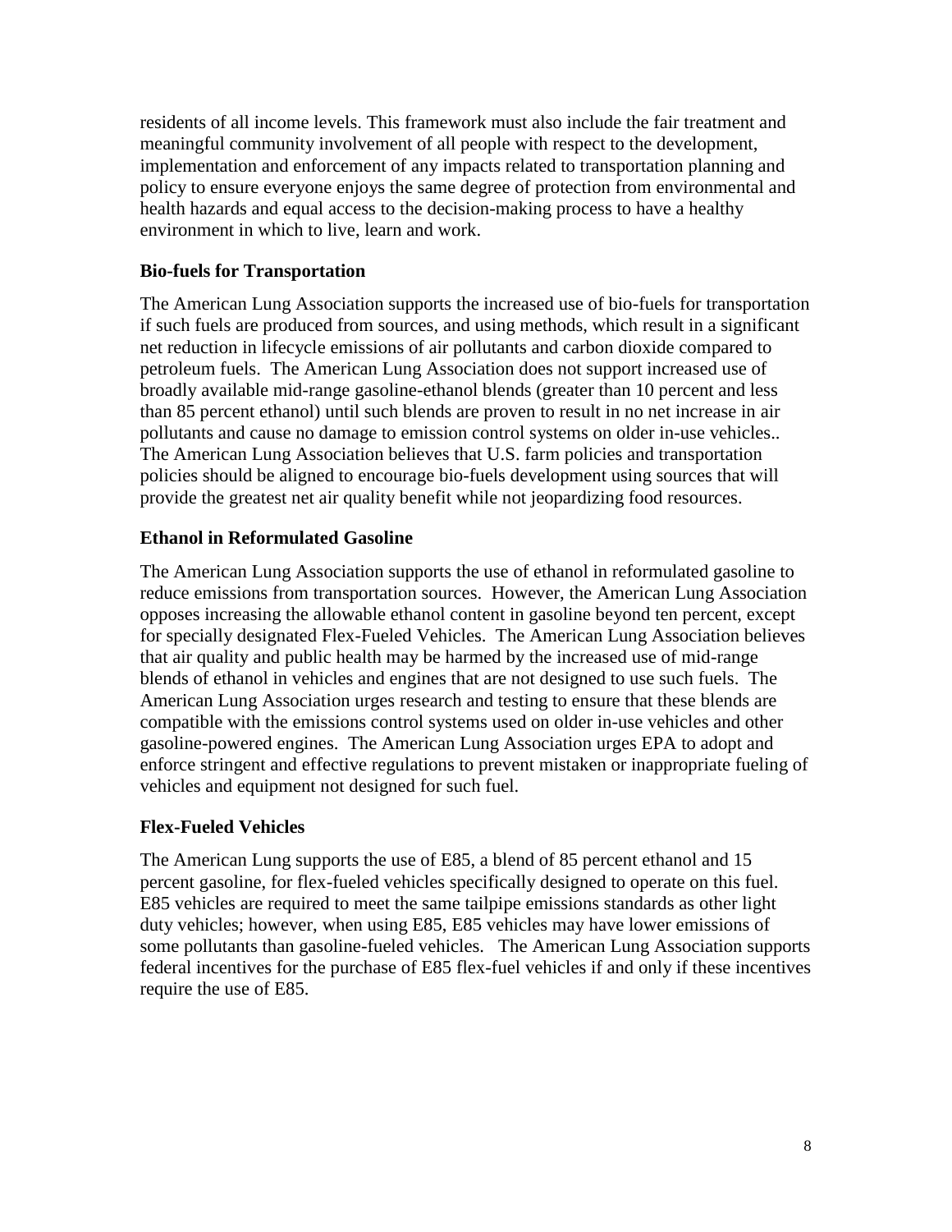residents of all income levels. This framework must also include the fair treatment and meaningful community involvement of all people with respect to the development, implementation and enforcement of any impacts related to transportation planning and policy to ensure everyone enjoys the same degree of protection from environmental and health hazards and equal access to the decision-making process to have a healthy environment in which to live, learn and work.

### Bio-fuels for Transportation

The American Lung Association supports the increased use of bio-fuels for transportation if such fuels are produced from sources, and using methods, which result in a significant net reduction in lifecycle emissions of air pollutants and carbon dioxide compared to petroleum fuels. The American Lung Association does not support increased use of broadly available mid-range gasoline-ethanol blends (greater than 10 percent and less than 85 percent ethanol) until such blends are proven to result in no net increase in air pollutants and cause no damage to emission control systems on older in-use vehicles.. The American Lung Association believes that U.S. farm policies and transportation policies should be aligned to encourage bio-fuels development using sources that will provide the greatest net air quality benefit while not jeopardizing food resources.

### Ethanol in Reformulated Gasoline

The American Lung Association supports the use of ethanol in reformulated gasoline to reduce emissions from transportation sources. However, the American Lung Association opposes increasing the allowable ethanol content in gasoline beyond ten percent, except for specially designated Flex-Fueled Vehicles. The American Lung Association believes that air quality and public health may be harmed by the increased use of mid-range blends of ethanol in vehicles and engines that are not designed to use such fuels. The American Lung Association urges research and testing to ensure that these blends are compatible with the emissions control systems used on older in-use vehicles and other gasoline-powered engines. The American Lung Association urges EPA to adopt and enforce stringent and effective regulations to prevent mistaken or inappropriate fueling of vehicles and equipment not designed for such fuel.

### Flex-Fueled Vehicles

The American Lung supports the use of E85, a blend of 85 percent ethanol and 15 percent gasoline, for flex-fueled vehicles specifically designed to operate on this fuel. E85 vehicles are required to meet the same tailpipe emissions standards as other light duty vehicles; however, when using E85, E85 vehicles may have lower emissions of some pollutants than gasoline-fueled vehicles. The American Lung Association supports federal incentives for the purchase of E85 flex-fuel vehicles if and only if these incentives require the use of E85.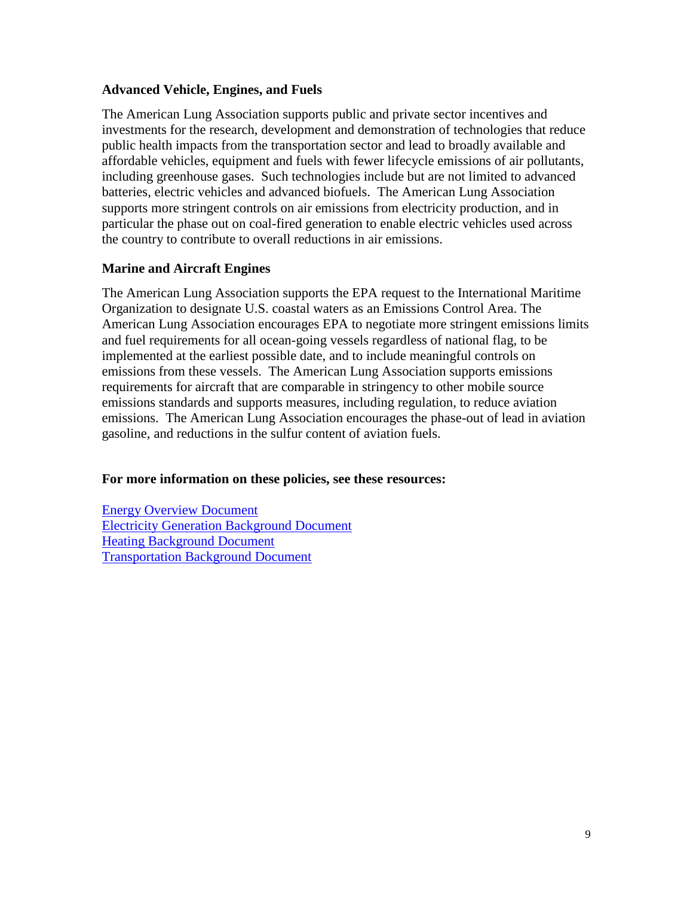**Advanced Vehicle, Engines, and Fuels**

The American Lung Association supports public and private sector incentives and investments for the research, development and demonstration of technologies that reduce public health impacts from the transportation sector and lead to broadly available and affordable vehicles, equipment and fuels with fewer lifecycle emissions of air pollutants, including greenhouse gases. Such technologies include but are not limited to advanced batteries, electric vehicles and advanced biofuels. The American Lung Association supports more stringent controls on air emissions from electricity production, and in particular the phase out on coal-fired generation to enable electric vehicles used across the country to contribute to overall reductions in air emissions.

**Marine and Aircraft Engines**

The American Lung Association supports the EPA request to the International Maritime Organization to designate U.S. coastal waters as an Emissions Control Area. The American Lung Association encourages EPA to negotiate more stringent emissions limits and fuel requirements for all ocean-going vessels regardless of national flag, to be implemented at the earliest possible date, and to include meaningful controls on emissions from these vessels. The American Lung Association supports emissions requirements for aircraft that are comparable in stringency to other mobile source emissions standards and supports measures, including regulation, to reduce aviation emissions. The American Lung Association encourages the phase-out of lead in aviation gasoline, and reductions in the sulfur content of aviation fuels.

**For more information on these policies, see these resources:**

Energy Overview Document
Electricity Generation Background Document
Heating Background Document
Transportation Background Document